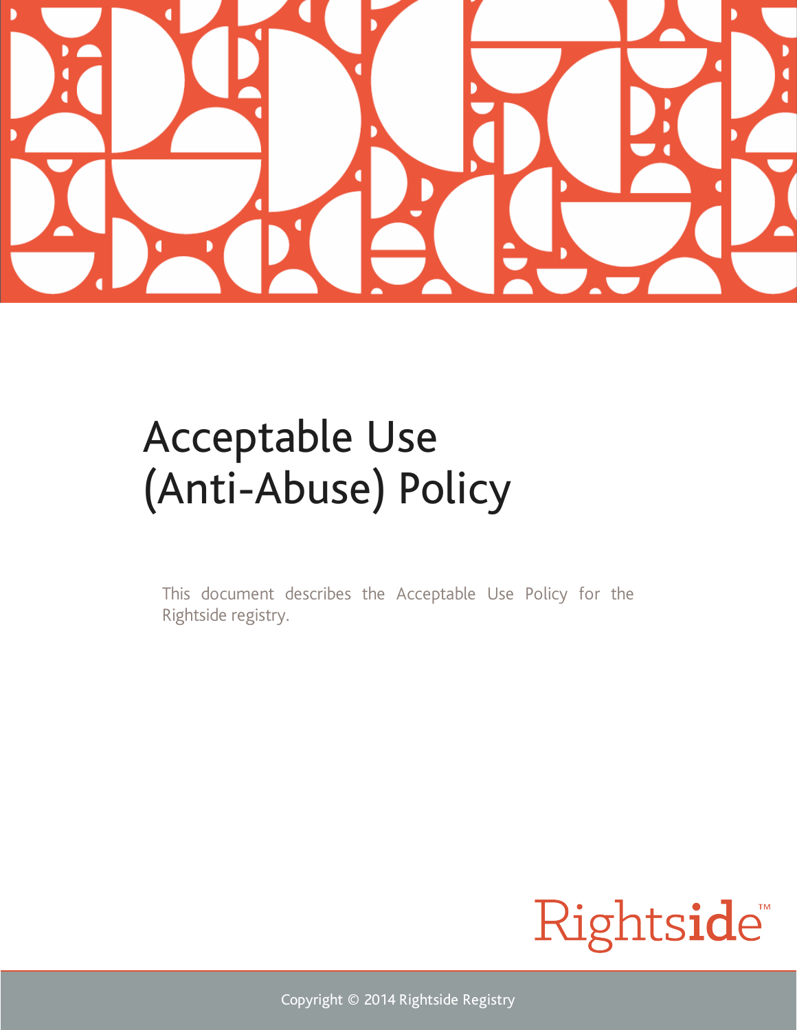# Acceptable Use (Anti-Abuse) Policy

This document describes the Acceptable Use Policy for the Rightside registry.

Rightside™

Copyright © 2014 Rightside Registry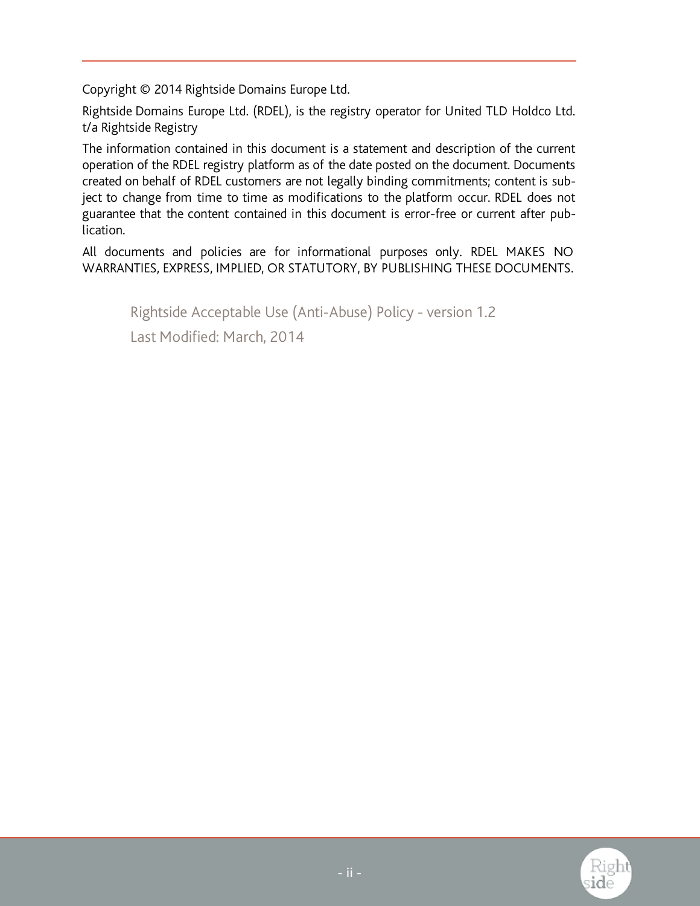Copyright © 2014 Rightside Domains Europe Ltd.

Rightside Domains Europe Ltd. (RDEL), is the registry operator for United TLD Holdco Ltd. t/a Rightside Registry

The information contained in this document is a statement and description of the current operation of the RDEL registry platform as of the date posted on the document. Documents created on behalf of RDEL customers are not legally binding commitments; content is subject to change from time to time as modifications to the platform occur. RDEL does not guarantee that the content contained in this document is error-free or current after publication.

All documents and policies are for informational purposes only. RDEL MAKES NO WARRANTIES, EXPRESS, IMPLIED, OR STATUTORY, BY PUBLISHING THESE DOCUMENTS.

Rightside Acceptable Use (Anti-Abuse) Policy - version 1.2

Last Modified: March, 2014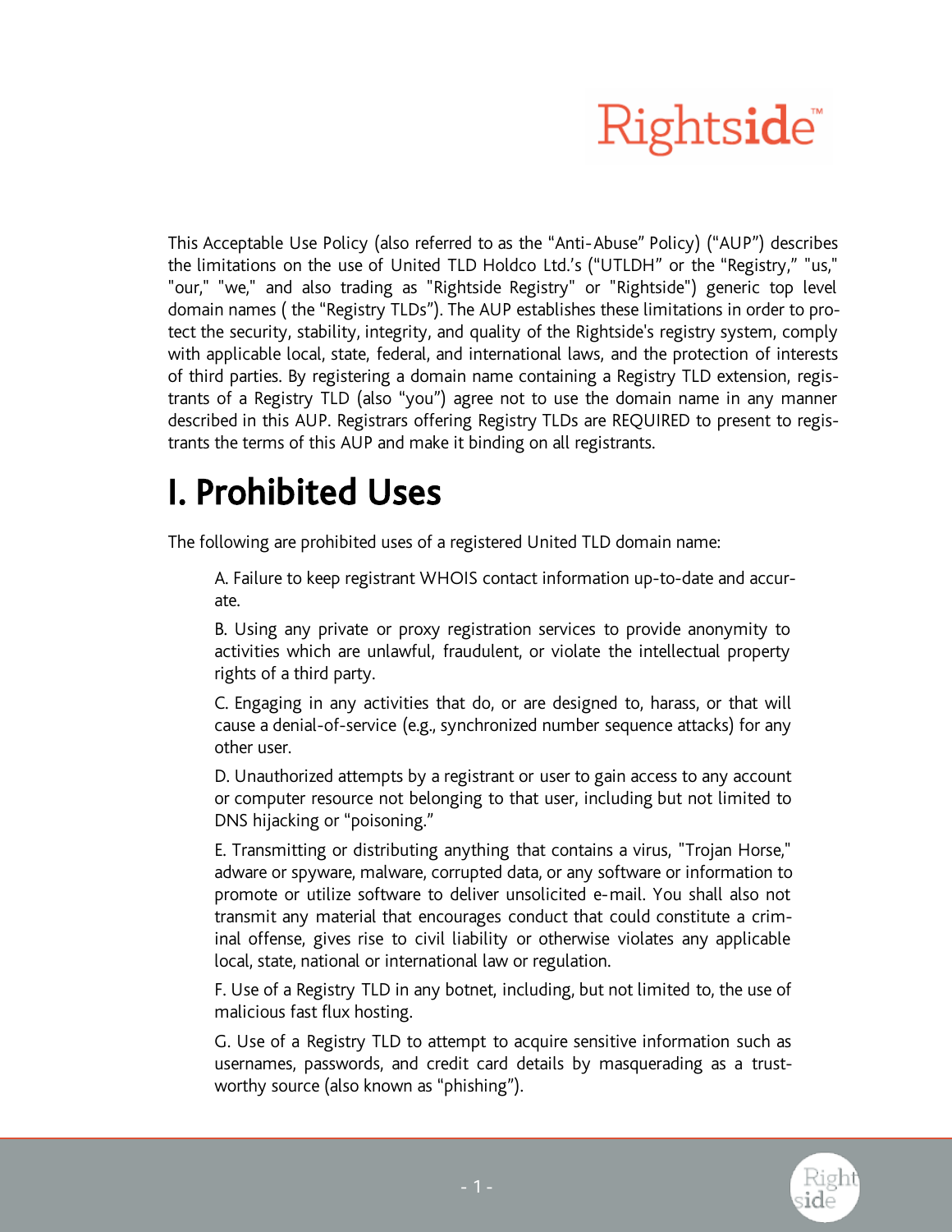This Acceptable Use Policy (also referred to as the "Anti-Abuse" Policy) ("AUP") describes the limitations on the use of United TLD Holdco Ltd.'s ("UTLDH" or the "Registry," "us," "our," "we," and also trading as "Rightside Registry" or "Rightside") generic top level domain names ( the "Registry TLDs"). The AUP establishes these limitations in order to protect the security, stability, integrity, and quality of the Rightside's registry system, comply with applicable local, state, federal, and international laws, and the protection of interests of third parties. By registering a domain name containing a Registry TLD extension, registrants of a Registry TLD (also "you") agree not to use the domain name in any manner described in this AUP. Registrars offering Registry TLDs are REQUIRED to present to registrants the terms of this AUP and make it binding on all registrants.

# I. Prohibited Uses

The following are prohibited uses of a registered United TLD domain name:

A. Failure to keep registrant WHOIS contact information up-to-date and accurate.

B. Using any private or proxy registration services to provide anonymity to activities which are unlawful, fraudulent, or violate the intellectual property rights of a third party.

C. Engaging in any activities that do, or are designed to, harass, or that will cause a denial-of-service (e.g., synchronized number sequence attacks) for any other user.

D. Unauthorized attempts by a registrant or user to gain access to any account or computer resource not belonging to that user, including but not limited to DNS hijacking or "poisoning."

E. Transmitting or distributing anything that contains a virus, "Trojan Horse," adware or spyware, malware, corrupted data, or any software or information to promote or utilize software to deliver unsolicited e-mail. You shall also not transmit any material that encourages conduct that could constitute a criminal offense, gives rise to civil liability or otherwise violates any applicable local, state, national or international law or regulation.

F. Use of a Registry TLD in any botnet, including, but not limited to, the use of malicious fast flux hosting.

G. Use of a Registry TLD to attempt to acquire sensitive information such as usernames, passwords, and credit card details by masquerading as a trustworthy source (also known as "phishing").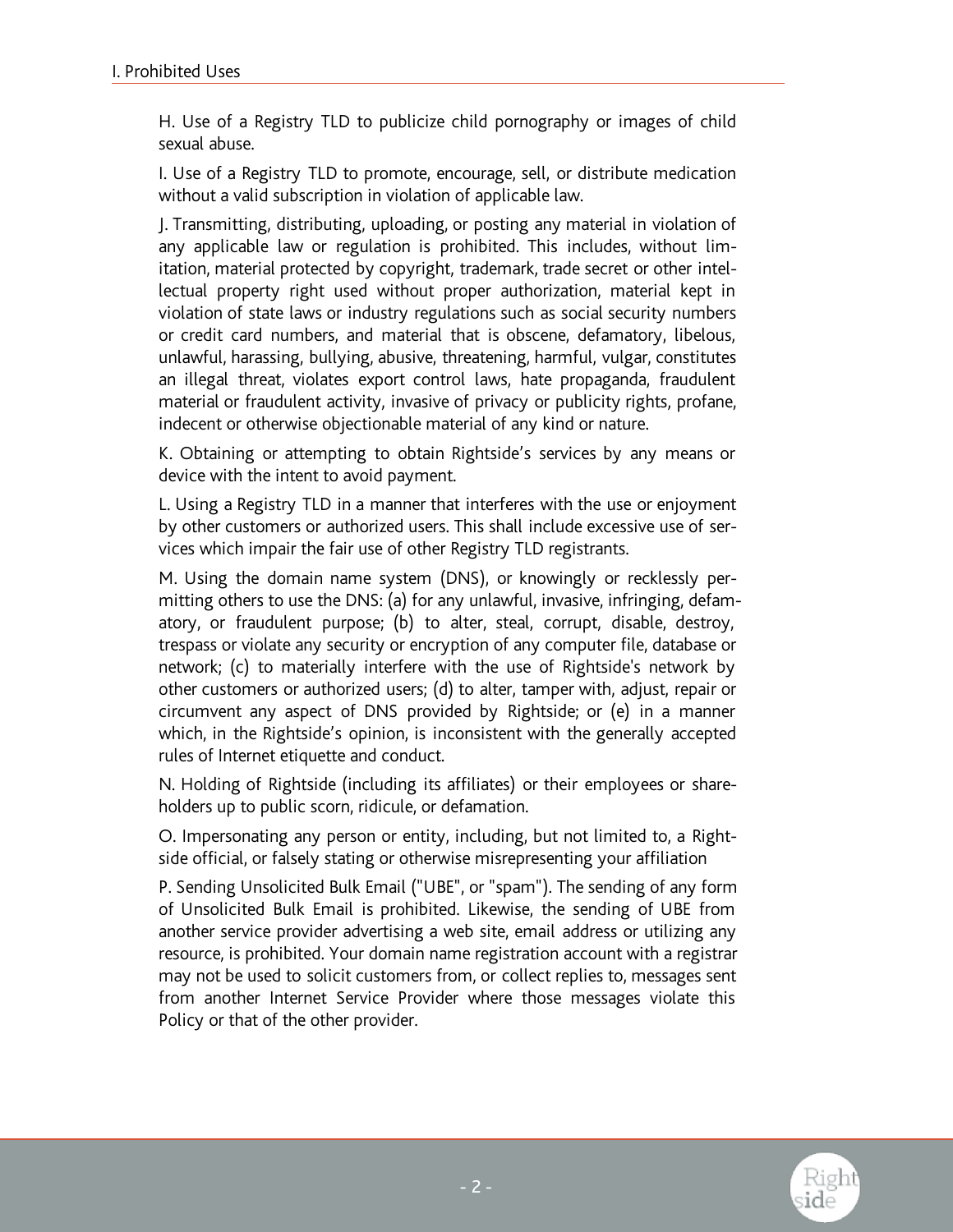H. Use of a Registry TLD to publicize child pornography or images of child sexual abuse.

I. Use of a Registry TLD to promote, encourage, sell, or distribute medication without a valid subscription in violation of applicable law.

J. Transmitting, distributing, uploading, or posting any material in violation of any applicable law or regulation is prohibited. This includes, without limitation, material protected by copyright, trademark, trade secret or other intellectual property right used without proper authorization, material kept in violation of state laws or industry regulations such as social security numbers or credit card numbers, and material that is obscene, defamatory, libelous, unlawful, harassing, bullying, abusive, threatening, harmful, vulgar, constitutes an illegal threat, violates export control laws, hate propaganda, fraudulent material or fraudulent activity, invasive of privacy or publicity rights, profane, indecent or otherwise objectionable material of any kind or nature.

K. Obtaining or attempting to obtain Rightside's services by any means or device with the intent to avoid payment.

L. Using a Registry TLD in a manner that interferes with the use or enjoyment by other customers or authorized users. This shall include excessive use of services which impair the fair use of other Registry TLD registrants.

M. Using the domain name system (DNS), or knowingly or recklessly permitting others to use the DNS: (a) for any unlawful, invasive, infringing, defamatory, or fraudulent purpose; (b) to alter, steal, corrupt, disable, destroy, trespass or violate any security or encryption of any computer file, database or network; (c) to materially interfere with the use of Rightside's network by other customers or authorized users; (d) to alter, tamper with, adjust, repair or circumvent any aspect of DNS provided by Rightside; or (e) in a manner which, in the Rightside's opinion, is inconsistent with the generally accepted rules of Internet etiquette and conduct.

N. Holding of Rightside (including its affiliates) or their employees or shareholders up to public scorn, ridicule, or defamation.

O. Impersonating any person or entity, including, but not limited to, a Rightside official, or falsely stating or otherwise misrepresenting your affiliation

P. Sending Unsolicited Bulk Email ("UBE", or "spam"). The sending of any form of Unsolicited Bulk Email is prohibited. Likewise, the sending of UBE from another service provider advertising a web site, email address or utilizing any resource, is prohibited. Your domain name registration account with a registrar may not be used to solicit customers from, or collect replies to, messages sent from another Internet Service Provider where those messages violate this Policy or that of the other provider.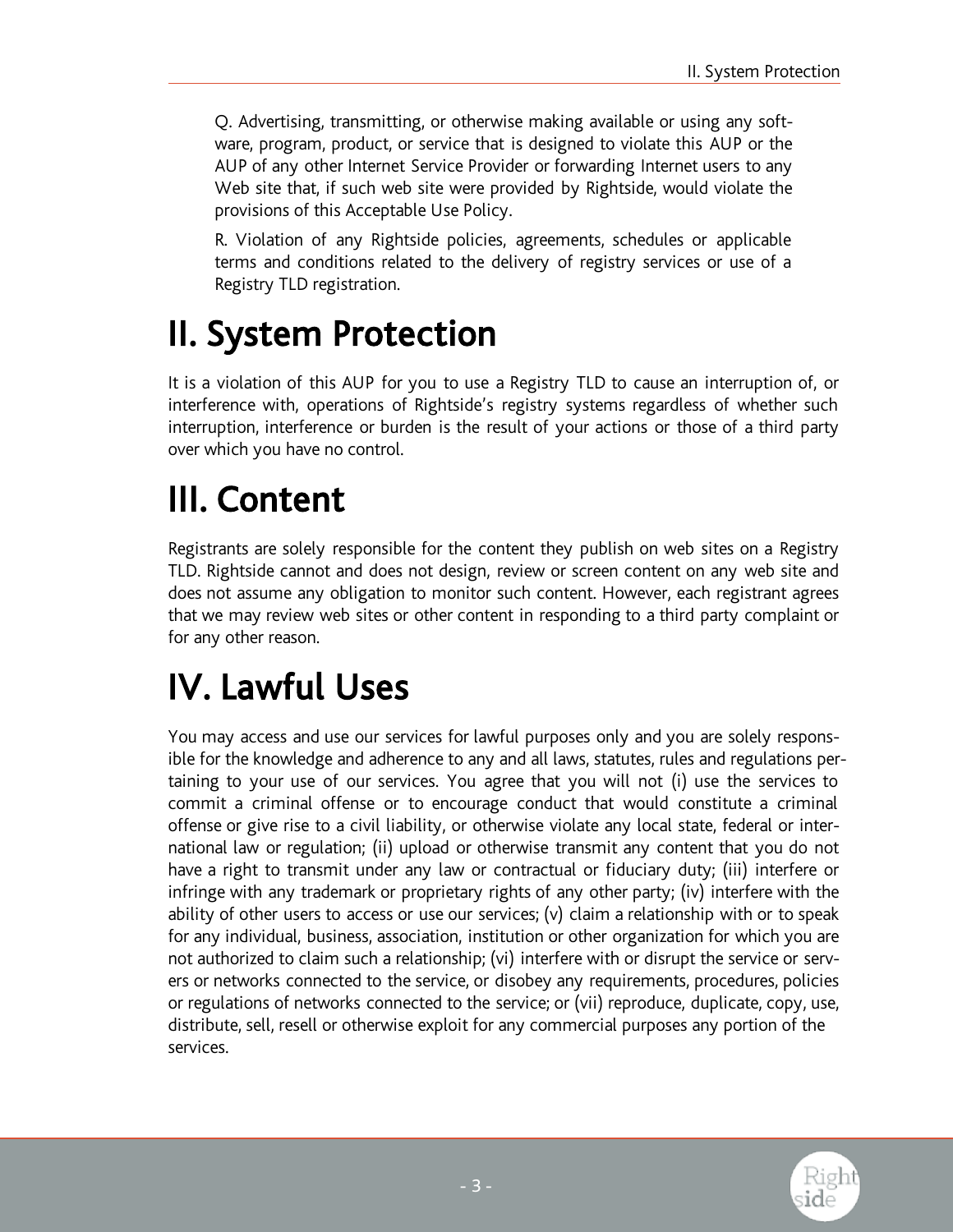Q. Advertising, transmitting, or otherwise making available or using any software, program, product, or service that is designed to violate this AUP or the AUP of any other Internet Service Provider or forwarding Internet users to any Web site that, if such web site were provided by Rightside, would violate the provisions of this Acceptable Use Policy.

R. Violation of any Rightside policies, agreements, schedules or applicable terms and conditions related to the delivery of registry services or use of a Registry TLD registration.

# II. System Protection

It is a violation of this AUP for you to use a Registry TLD to cause an interruption of, or interference with, operations of Rightside's registry systems regardless of whether such interruption, interference or burden is the result of your actions or those of a third party over which you have no control.

# III. Content

Registrants are solely responsible for the content they publish on web sites on a Registry TLD. Rightside cannot and does not design, review or screen content on any web site and does not assume any obligation to monitor such content. However, each registrant agrees that we may review web sites or other content in responding to a third party complaint or for any other reason.

# IV. Lawful Uses

You may access and use our services for lawful purposes only and you are solely responsible for the knowledge and adherence to any and all laws, statutes, rules and regulations pertaining to your use of our services. You agree that you will not (i) use the services to commit a criminal offense or to encourage conduct that would constitute a criminal offense or give rise to a civil liability, or otherwise violate any local state, federal or international law or regulation; (ii) upload or otherwise transmit any content that you do not have a right to transmit under any law or contractual or fiduciary duty; (iii) interfere or infringe with any trademark or proprietary rights of any other party; (iv) interfere with the ability of other users to access or use our services; (v) claim a relationship with or to speak for any individual, business, association, institution or other organization for which you are not authorized to claim such a relationship; (vi) interfere with or disrupt the service or servers or networks connected to the service, or disobey any requirements, procedures, policies or regulations of networks connected to the service; or (vii) reproduce, duplicate, copy, use, distribute, sell, resell or otherwise exploit for any commercial purposes any portion of the services.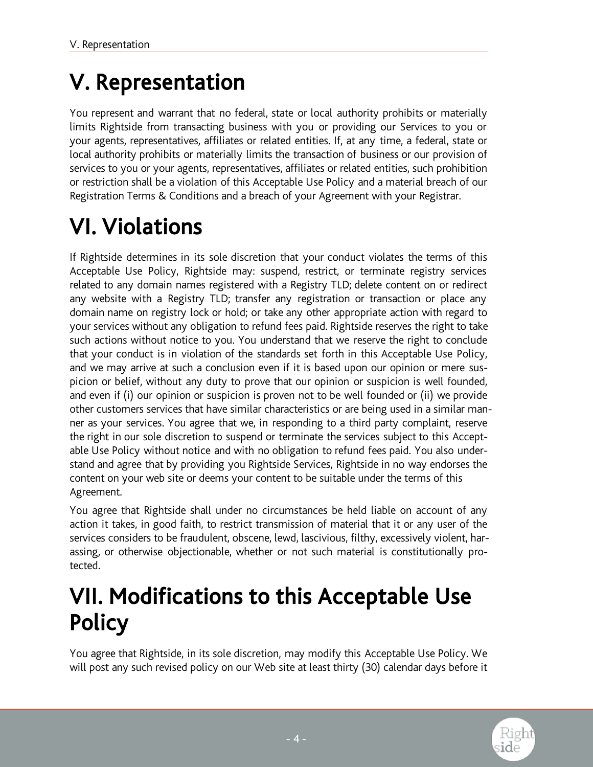# V. Representation

You represent and warrant that no federal, state or local authority prohibits or materially limits Rightside from transacting business with you or providing our Services to you or your agents, representatives, affiliates or related entities. If, at any time, a federal, state or local authority prohibits or materially limits the transaction of business or our provision of services to you or your agents, representatives, affiliates or related entities, such prohibition or restriction shall be a violation of this Acceptable Use Policy and a material breach of our Registration Terms & Conditions and a breach of your Agreement with your Registrar.

# VI. Violations

If Rightside determines in its sole discretion that your conduct violates the terms of this Acceptable Use Policy, Rightside may: suspend, restrict, or terminate registry services related to any domain names registered with a Registry TLD; delete content on or redirect any website with a Registry TLD; transfer any registration or transaction or place any domain name on registry lock or hold; or take any other appropriate action with regard to your services without any obligation to refund fees paid. Rightside reserves the right to take such actions without notice to you. You understand that we reserve the right to conclude that your conduct is in violation of the standards set forth in this Acceptable Use Policy, and we may arrive at such a conclusion even if it is based upon our opinion or mere suspicion or belief, without any duty to prove that our opinion or suspicion is well founded, and even if (i) our opinion or suspicion is proven not to be well founded or (ii) we provide other customers services that have similar characteristics or are being used in a similar manner as your services. You agree that we, in responding to a third party complaint, reserve the right in our sole discretion to suspend or terminate the services subject to this Acceptable Use Policy without notice and with no obligation to refund fees paid. You also understand and agree that by providing you Rightside Services, Rightside in no way endorses the content on your web site or deems your content to be suitable under the terms of this Agreement.

You agree that Rightside shall under no circumstances be held liable on account of any action it takes, in good faith, to restrict transmission of material that it or any user of the services considers to be fraudulent, obscene, lewd, lascivious, filthy, excessively violent, harassing, or otherwise objectionable, whether or not such material is constitutionally protected.

# VII. Modifications to this Acceptable Use Policy

You agree that Rightside, in its sole discretion, may modify this Acceptable Use Policy. We will post any such revised policy on our Web site at least thirty (30) calendar days before it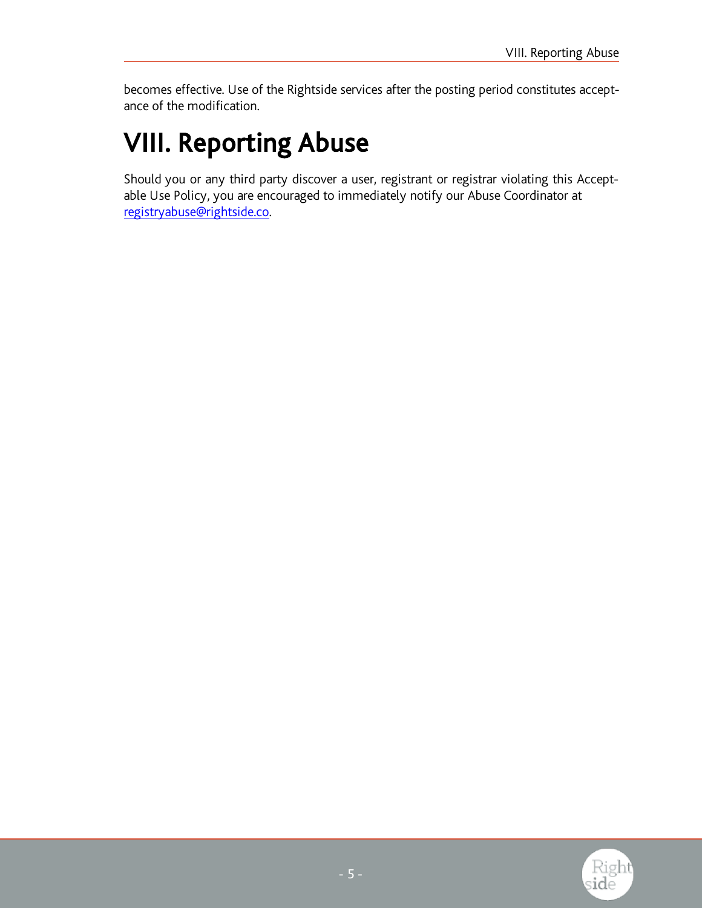becomes effective. Use of the Rightside services after the posting period constitutes acceptance of the modification.

# VIII. Reporting Abuse

Should you or any third party discover a user, registrant or registrar violating this Acceptable Use Policy, you are encouraged to immediately notify our Abuse Coordinator at registryabuse@rightside.co.